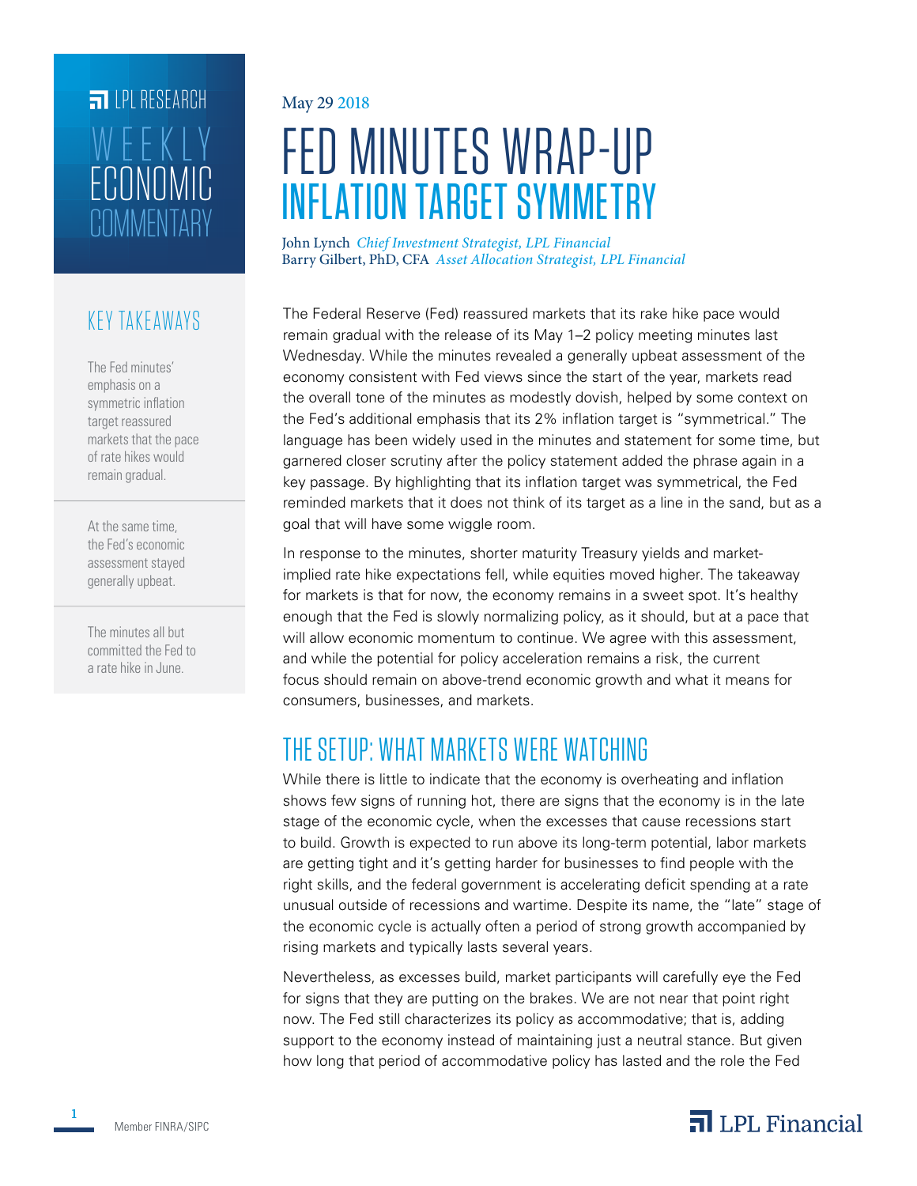LPL RESEARCH

WEEKLY ECONOMIC COMMENTARY

May 29 2018

# FED MINUTES WRAP-UP
## INFLATION TARGET SYMMETRY

John Lynch *Chief Investment Strategist, LPL Financial*
Barry Gilbert, PhD, CFA *Asset Allocation Strategist, LPL Financial*

### KEY TAKEAWAYS

The Fed minutes' emphasis on a symmetric inflation target reassured markets that the pace of rate hikes would remain gradual.

At the same time, the Fed's economic assessment stayed generally upbeat.

The minutes all but committed the Fed to a rate hike in June.

The Federal Reserve (Fed) reassured markets that its rake hike pace would remain gradual with the release of its May 1–2 policy meeting minutes last Wednesday. While the minutes revealed a generally upbeat assessment of the economy consistent with Fed views since the start of the year, markets read the overall tone of the minutes as modestly dovish, helped by some context on the Fed's additional emphasis that its 2% inflation target is "symmetrical." The language has been widely used in the minutes and statement for some time, but garnered closer scrutiny after the policy statement added the phrase again in a key passage. By highlighting that its inflation target was symmetrical, the Fed reminded markets that it does not think of its target as a line in the sand, but as a goal that will have some wiggle room.

In response to the minutes, shorter maturity Treasury yields and market-implied rate hike expectations fell, while equities moved higher. The takeaway for markets is that for now, the economy remains in a sweet spot. It's healthy enough that the Fed is slowly normalizing policy, as it should, but at a pace that will allow economic momentum to continue. We agree with this assessment, and while the potential for policy acceleration remains a risk, the current focus should remain on above-trend economic growth and what it means for consumers, businesses, and markets.

## THE SETUP: WHAT MARKETS WERE WATCHING

While there is little to indicate that the economy is overheating and inflation shows few signs of running hot, there are signs that the economy is in the late stage of the economic cycle, when the excesses that cause recessions start to build. Growth is expected to run above its long-term potential, labor markets are getting tight and it's getting harder for businesses to find people with the right skills, and the federal government is accelerating deficit spending at a rate unusual outside of recessions and wartime. Despite its name, the "late" stage of the economic cycle is actually often a period of strong growth accompanied by rising markets and typically lasts several years.

Nevertheless, as excesses build, market participants will carefully eye the Fed for signs that they are putting on the brakes. We are not near that point right now. The Fed still characterizes its policy as accommodative; that is, adding support to the economy instead of maintaining just a neutral stance. But given how long that period of accommodative policy has lasted and the role the Fed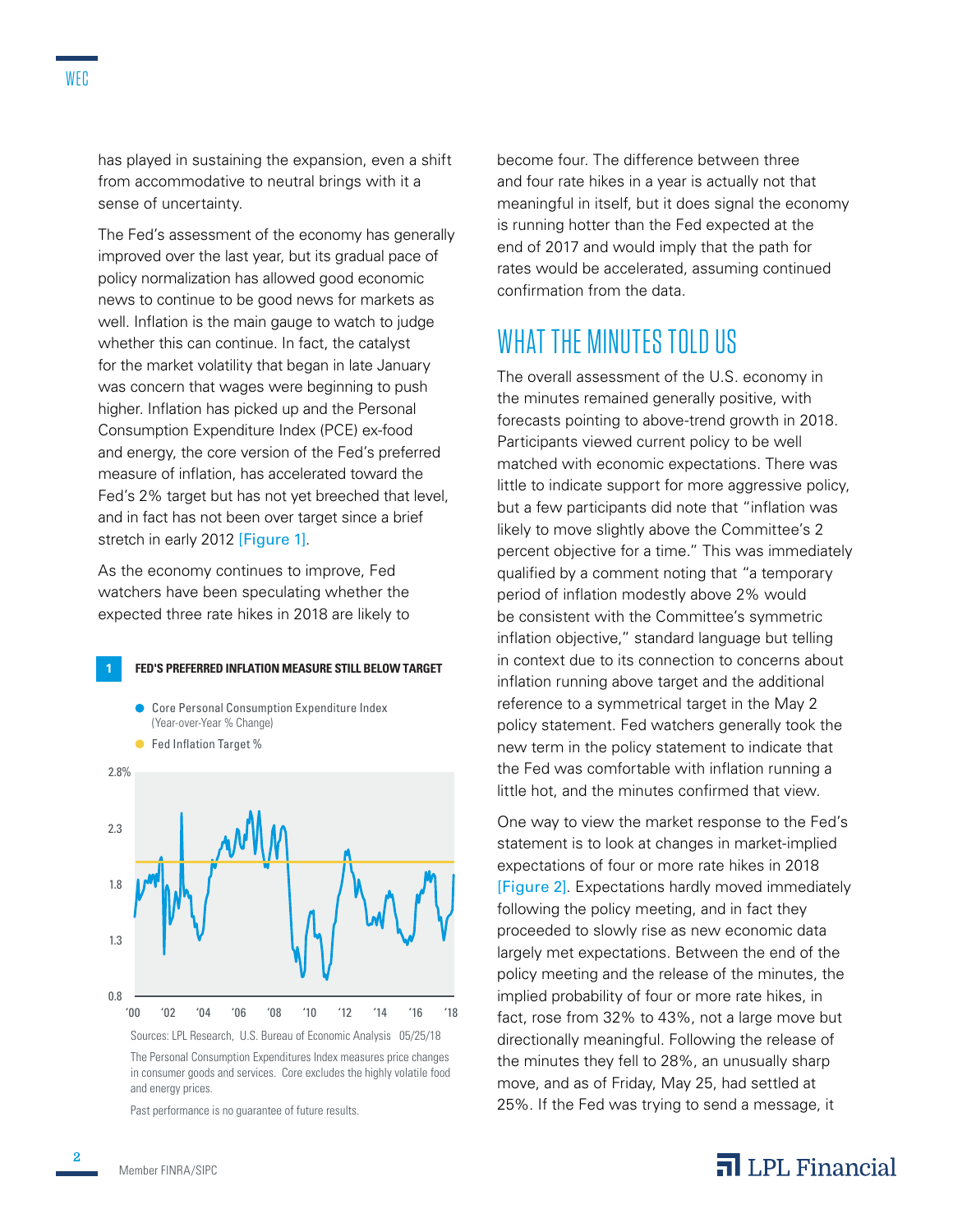has played in sustaining the expansion, even a shift from accommodative to neutral brings with it a sense of uncertainty.

The Fed's assessment of the economy has generally improved over the last year, but its gradual pace of policy normalization has allowed good economic news to continue to be good news for markets as well. Inflation is the main gauge to watch to judge whether this can continue. In fact, the catalyst for the market volatility that began in late January was concern that wages were beginning to push higher. Inflation has picked up and the Personal Consumption Expenditure Index (PCE) ex-food and energy, the core version of the Fed's preferred measure of inflation, has accelerated toward the Fed's 2% target but has not yet breeched that level, and in fact has not been over target since a brief stretch in early 2012 [Figure 1].

As the economy continues to improve, Fed watchers have been speculating whether the expected three rate hikes in 2018 are likely to become four. The difference between three and four rate hikes in a year is actually not that meaningful in itself, but it does signal the economy is running hotter than the Fed expected at the end of 2017 and would imply that the path for rates would be accelerated, assuming continued confirmation from the data.

**1 FED'S PREFERRED INFLATION MEASURE STILL BELOW TARGET**

- Core Personal Consumption Expenditure Index (Year-over-Year % Change)
- Fed Inflation Target %

Sources: LPL Research, U.S. Bureau of Economic Analysis 05/25/18

The Personal Consumption Expenditures Index measures price changes in consumer goods and services. Core excludes the highly volatile food and energy prices.

Past performance is no guarantee of future results.

## WHAT THE MINUTES TOLD US

The overall assessment of the U.S. economy in the minutes remained generally positive, with forecasts pointing to above-trend growth in 2018. Participants viewed current policy to be well matched with economic expectations. There was little to indicate support for more aggressive policy, but a few participants did note that "inflation was likely to move slightly above the Committee's 2 percent objective for a time." This was immediately qualified by a comment noting that "a temporary period of inflation modestly above 2% would be consistent with the Committee's symmetric inflation objective," standard language but telling in context due to its connection to concerns about inflation running above target and the additional reference to a symmetrical target in the May 2 policy statement. Fed watchers generally took the new term in the policy statement to indicate that the Fed was comfortable with inflation running a little hot, and the minutes confirmed that view.

One way to view the market response to the Fed's statement is to look at changes in market-implied expectations of four or more rate hikes in 2018 [Figure 2]. Expectations hardly moved immediately following the policy meeting, and in fact they proceeded to slowly rise as new economic data largely met expectations. Between the end of the policy meeting and the release of the minutes, the implied probability of four or more rate hikes, in fact, rose from 32% to 43%, not a large move but directionally meaningful. Following the release of the minutes they fell to 28%, an unusually sharp move, and as of Friday, May 25, had settled at 25%. If the Fed was trying to send a message, it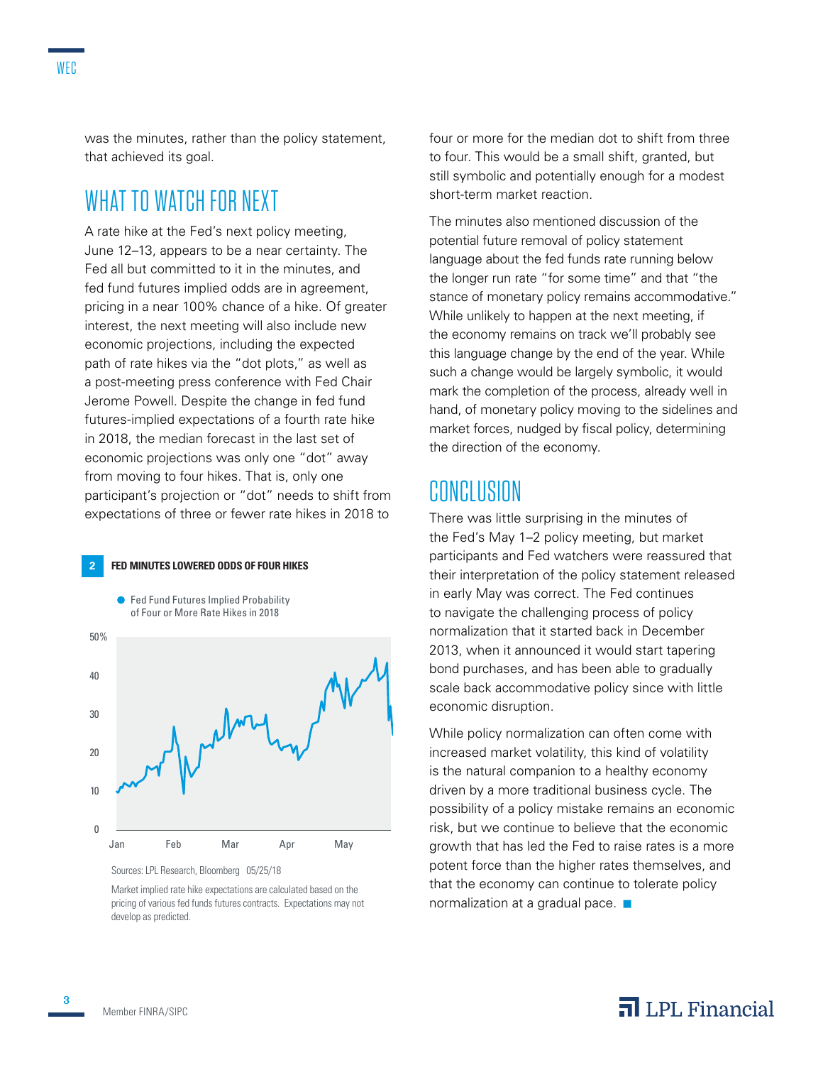was the minutes, rather than the policy statement, that achieved its goal.

## WHAT TO WATCH FOR NEXT

A rate hike at the Fed's next policy meeting, June 12–13, appears to be a near certainty. The Fed all but committed to it in the minutes, and fed fund futures implied odds are in agreement, pricing in a near 100% chance of a hike. Of greater interest, the next meeting will also include new economic projections, including the expected path of rate hikes via the "dot plots," as well as a post-meeting press conference with Fed Chair Jerome Powell. Despite the change in fed fund futures-implied expectations of a fourth rate hike in 2018, the median forecast in the last set of economic projections was only one "dot" away from moving to four hikes. That is, only one participant's projection or "dot" needs to shift from expectations of three or fewer rate hikes in 2018 to four or more for the median dot to shift from three to four. This would be a small shift, granted, but still symbolic and potentially enough for a modest short-term market reaction.

**2 FED MINUTES LOWERED ODDS OF FOUR HIKES**

Fed Fund Futures Implied Probability of Four or More Rate Hikes in 2018

Sources: LPL Research, Bloomberg 05/25/18

Market implied rate hike expectations are calculated based on the pricing of various fed funds futures contracts. Expectations may not develop as predicted.

The minutes also mentioned discussion of the potential future removal of policy statement language about the fed funds rate running below the longer run rate "for some time" and that "the stance of monetary policy remains accommodative." While unlikely to happen at the next meeting, if the economy remains on track we'll probably see this language change by the end of the year. While such a change would be largely symbolic, it would mark the completion of the process, already well in hand, of monetary policy moving to the sidelines and market forces, nudged by fiscal policy, determining the direction of the economy.

## CONCLUSION

There was little surprising in the minutes of the Fed's May 1–2 policy meeting, but market participants and Fed watchers were reassured that their interpretation of the policy statement released in early May was correct. The Fed continues to navigate the challenging process of policy normalization that it started back in December 2013, when it announced it would start tapering bond purchases, and has been able to gradually scale back accommodative policy since with little economic disruption.

While policy normalization can often come with increased market volatility, this kind of volatility is the natural companion to a healthy economy driven by a more traditional business cycle. The possibility of a policy mistake remains an economic risk, but we continue to believe that the economic growth that has led the Fed to raise rates is a more potent force than the higher rates themselves, and that the economy can continue to tolerate policy normalization at a gradual pace. ■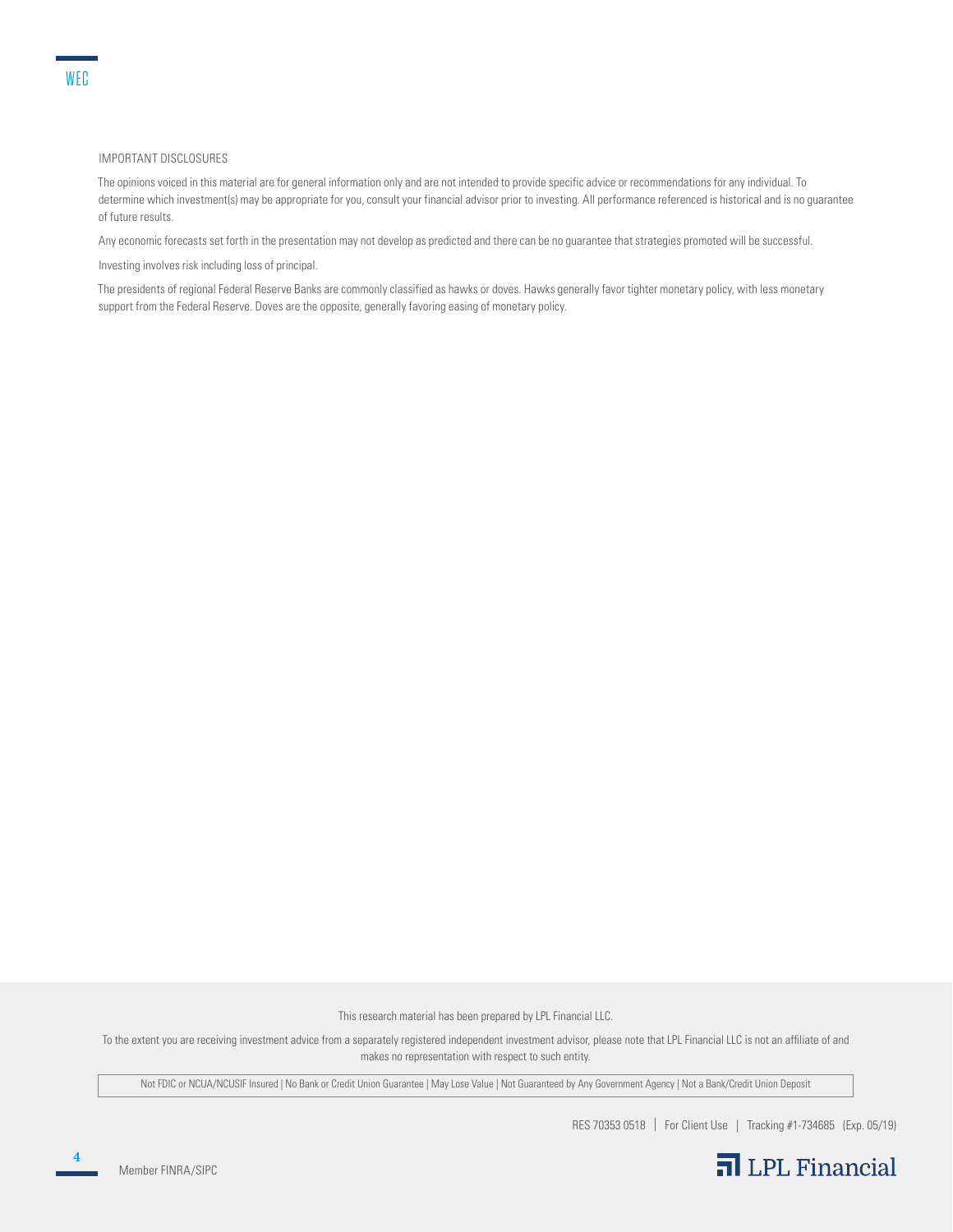IMPORTANT DISCLOSURES

The opinions voiced in this material are for general information only and are not intended to provide specific advice or recommendations for any individual. To determine which investment(s) may be appropriate for you, consult your financial advisor prior to investing. All performance referenced is historical and is no guarantee of future results.

Any economic forecasts set forth in the presentation may not develop as predicted and there can be no guarantee that strategies promoted will be successful.

Investing involves risk including loss of principal.

The presidents of regional Federal Reserve Banks are commonly classified as hawks or doves. Hawks generally favor tighter monetary policy, with less monetary support from the Federal Reserve. Doves are the opposite, generally favoring easing of monetary policy.

This research material has been prepared by LPL Financial LLC.

To the extent you are receiving investment advice from a separately registered independent investment advisor, please note that LPL Financial LLC is not an affiliate of and makes no representation with respect to such entity.

Not FDIC or NCUA/NCUSIF Insured | No Bank or Credit Union Guarantee | May Lose Value | Not Guaranteed by Any Government Agency | Not a Bank/Credit Union Deposit

RES 70353 0518 | For Client Use | Tracking #1-734685 (Exp. 05/19)

Member FINRA/SIPC

LPL Financial